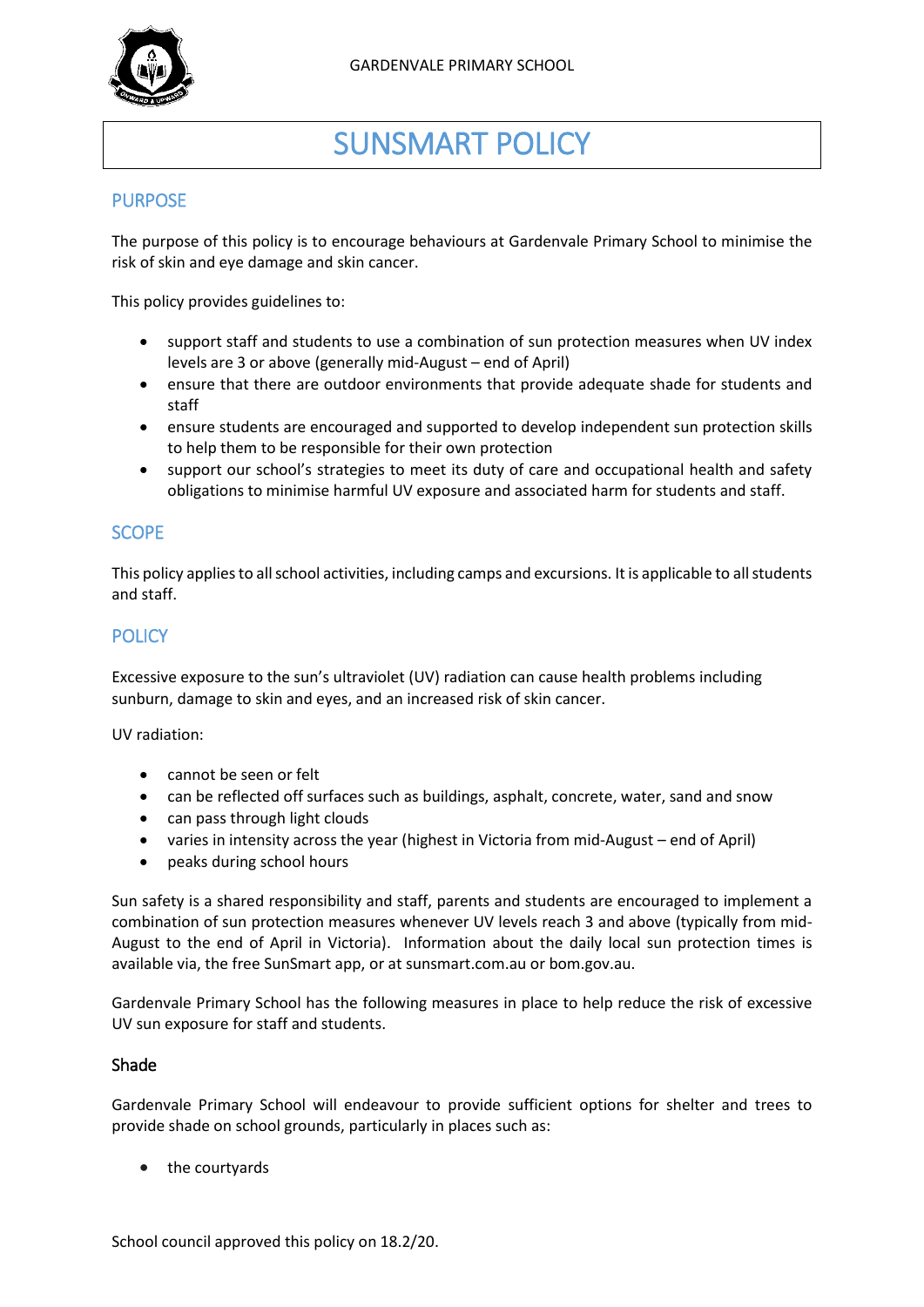# SUNSMART POLICY

## PURPOSE

The purpose of this policy is to encourage behaviours at Gardenvale Primary School to minimise the risk of skin and eye damage and skin cancer.

This policy provides guidelines to:

- support staff and students to use a combination of sun protection measures when UV index levels are 3 or above (generally mid-August – end of April)
- ensure that there are outdoor environments that provide adequate shade for students and staff
- ensure students are encouraged and supported to develop independent sun protection skills to help them to be responsible for their own protection
- support our school's strategies to meet its duty of care and occupational health and safety obligations to minimise harmful UV exposure and associated harm for students and staff.

## SCOPE

This policy applies to all school activities, including camps and excursions. It is applicable to all students and staff.

## POLICY

Excessive exposure to the sun's ultraviolet (UV) radiation can cause health problems including sunburn, damage to skin and eyes, and an increased risk of skin cancer.

UV radiation:

- cannot be seen or felt
- can be reflected off surfaces such as buildings, asphalt, concrete, water, sand and snow
- can pass through light clouds
- varies in intensity across the year (highest in Victoria from mid-August – end of April)
- peaks during school hours

Sun safety is a shared responsibility and staff, parents and students are encouraged to implement a combination of sun protection measures whenever UV levels reach 3 and above (typically from mid-August to the end of April in Victoria). Information about the daily local sun protection times is available via, the free SunSmart app, or at sunsmart.com.au or bom.gov.au.

Gardenvale Primary School has the following measures in place to help reduce the risk of excessive UV sun exposure for staff and students.

### Shade

Gardenvale Primary School will endeavour to provide sufficient options for shelter and trees to provide shade on school grounds, particularly in places such as:

- the courtyards

School council approved this policy on 18.2/20.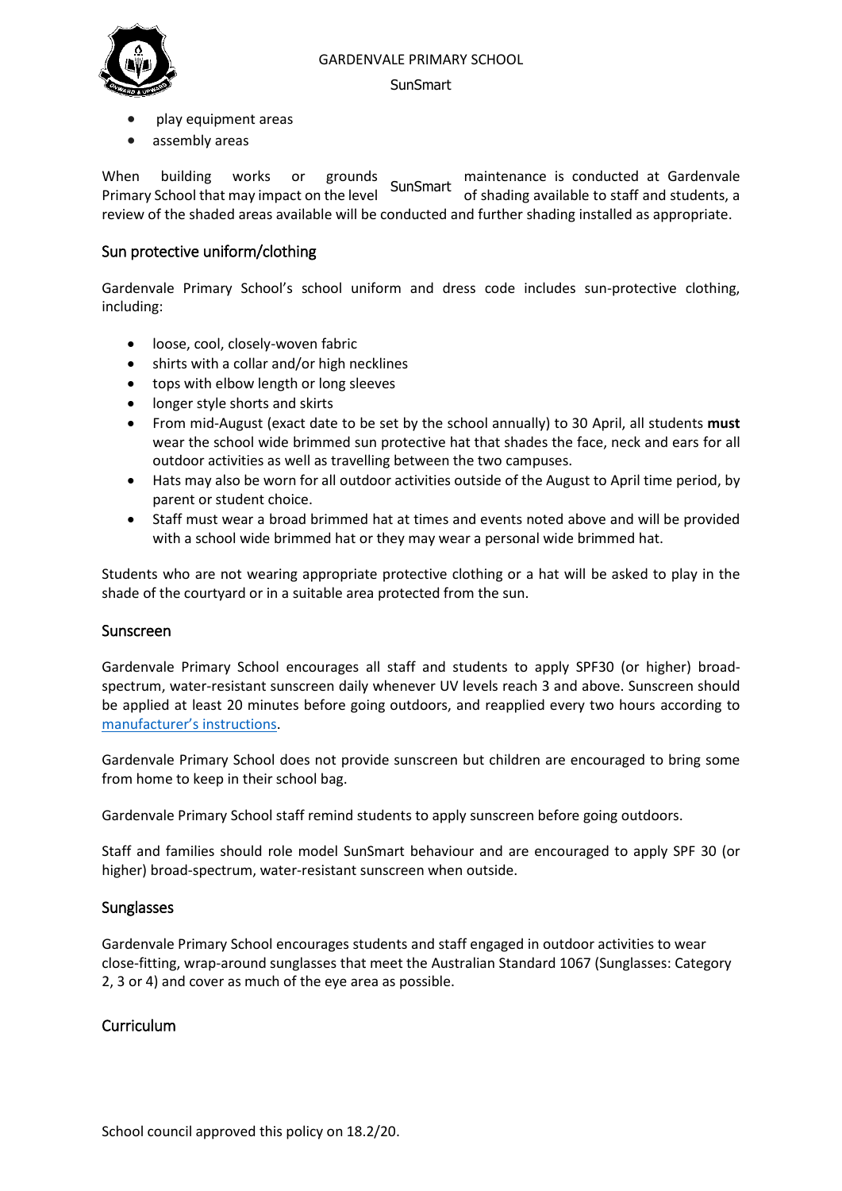- play equipment areas
- assembly areas

When building works or grounds maintenance is conducted at Gardenvale Primary School that may impact on the level of shading available to staff and students, a review of the shaded areas available will be conducted and further shading installed as appropriate.

## Sun protective uniform/clothing

Gardenvale Primary School's school uniform and dress code includes sun-protective clothing, including:

- loose, cool, closely-woven fabric
- shirts with a collar and/or high necklines
- tops with elbow length or long sleeves
- longer style shorts and skirts
- From mid-August (exact date to be set by the school annually) to 30 April, all students **must** wear the school wide brimmed sun protective hat that shades the face, neck and ears for all outdoor activities as well as travelling between the two campuses.
- Hats may also be worn for all outdoor activities outside of the August to April time period, by parent or student choice.
- Staff must wear a broad brimmed hat at times and events noted above and will be provided with a school wide brimmed hat or they may wear a personal wide brimmed hat.

Students who are not wearing appropriate protective clothing or a hat will be asked to play in the shade of the courtyard or in a suitable area protected from the sun.

## Sunscreen

Gardenvale Primary School encourages all staff and students to apply SPF30 (or higher) broad-spectrum, water-resistant sunscreen daily whenever UV levels reach 3 and above. Sunscreen should be applied at least 20 minutes before going outdoors, and reapplied every two hours according to manufacturer's instructions.

Gardenvale Primary School does not provide sunscreen but children are encouraged to bring some from home to keep in their school bag.

Gardenvale Primary School staff remind students to apply sunscreen before going outdoors.

Staff and families should role model SunSmart behaviour and are encouraged to apply SPF 30 (or higher) broad-spectrum, water-resistant sunscreen when outside.

## Sunglasses

Gardenvale Primary School encourages students and staff engaged in outdoor activities to wear close-fitting, wrap-around sunglasses that meet the Australian Standard 1067 (Sunglasses: Category 2, 3 or 4) and cover as much of the eye area as possible.

## Curriculum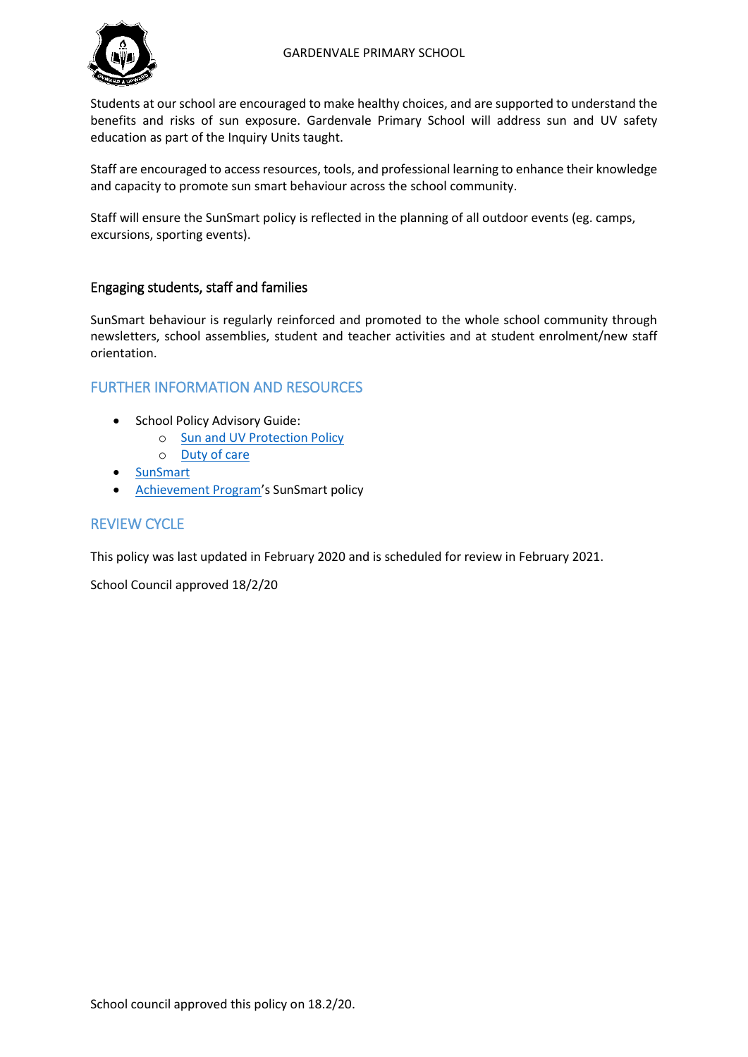Students at our school are encouraged to make healthy choices, and are supported to understand the benefits and risks of sun exposure. Gardenvale Primary School will address sun and UV safety education as part of the Inquiry Units taught.

Staff are encouraged to access resources, tools, and professional learning to enhance their knowledge and capacity to promote sun smart behaviour across the school community.

Staff will ensure the SunSmart policy is reflected in the planning of all outdoor events (eg. camps, excursions, sporting events).

### Engaging students, staff and families

SunSmart behaviour is regularly reinforced and promoted to the whole school community through newsletters, school assemblies, student and teacher activities and at student enrolment/new staff orientation.

## FURTHER INFORMATION AND RESOURCES

- School Policy Advisory Guide:
  - Sun and UV Protection Policy
  - Duty of care
- SunSmart
- Achievement Program's SunSmart policy

## REVIEW CYCLE

This policy was last updated in February 2020 and is scheduled for review in February 2021.

School Council approved 18/2/20

School council approved this policy on 18.2/20.